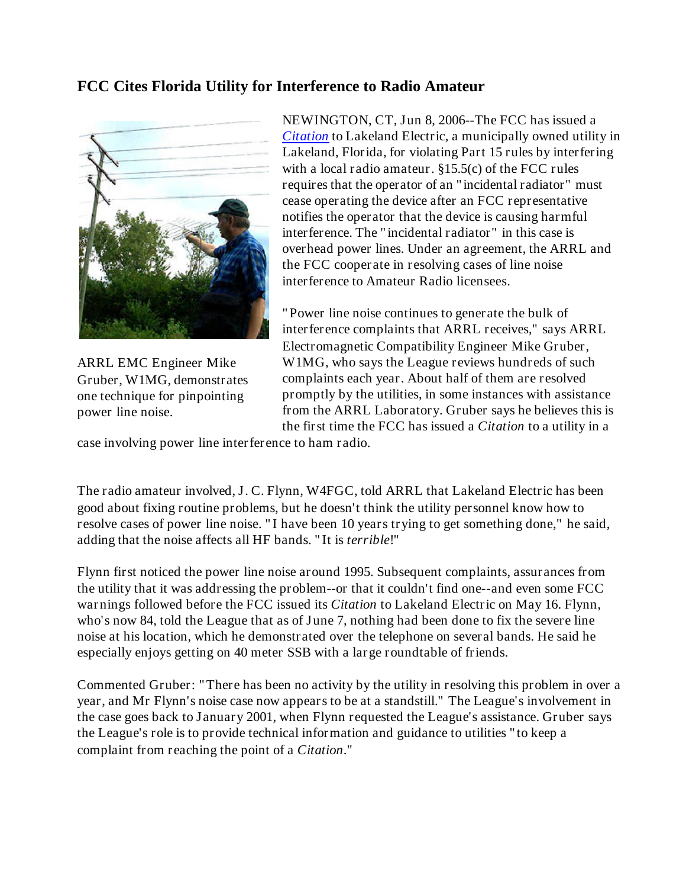## FCC Cites Florida Utility for Interference to Radio Amateur

ARRL EMC Engineer Mike Gruber, W1MG, demonstrates one technique for pinpointing power line noise.

NEWINGTON, CT, Jun 8, 2006--The FCC has issued a *Citation* to Lakeland Electric, a municipally owned utility in Lakeland, Florida, for violating Part 15 rules by interfering with a local radio amateur. §15.5(c) of the FCC rules requires that the operator of an "incidental radiator" must cease operating the device after an FCC representative notifies the operator that the device is causing harmful interference. The "incidental radiator" in this case is overhead power lines. Under an agreement, the ARRL and the FCC cooperate in resolving cases of line noise interference to Amateur Radio licensees.

"Power line noise continues to generate the bulk of interference complaints that ARRL receives," says ARRL Electromagnetic Compatibility Engineer Mike Gruber, W1MG, who says the League reviews hundreds of such complaints each year. About half of them are resolved promptly by the utilities, in some instances with assistance from the ARRL Laboratory. Gruber says he believes this is the first time the FCC has issued a *Citation* to a utility in a case involving power line interference to ham radio.

The radio amateur involved, J. C. Flynn, W4FGC, told ARRL that Lakeland Electric has been good about fixing routine problems, but he doesn't think the utility personnel know how to resolve cases of power line noise. "I have been 10 years trying to get something done," he said, adding that the noise affects all HF bands. "It is *terrible*!"

Flynn first noticed the power line noise around 1995. Subsequent complaints, assurances from the utility that it was addressing the problem--or that it couldn't find one--and even some FCC warnings followed before the FCC issued its *Citation* to Lakeland Electric on May 16. Flynn, who's now 84, told the League that as of June 7, nothing had been done to fix the severe line noise at his location, which he demonstrated over the telephone on several bands. He said he especially enjoys getting on 40 meter SSB with a large roundtable of friends.

Commented Gruber: "There has been no activity by the utility in resolving this problem in over a year, and Mr Flynn's noise case now appears to be at a standstill." The League's involvement in the case goes back to January 2001, when Flynn requested the League's assistance. Gruber says the League's role is to provide technical information and guidance to utilities "to keep a complaint from reaching the point of a *Citation*."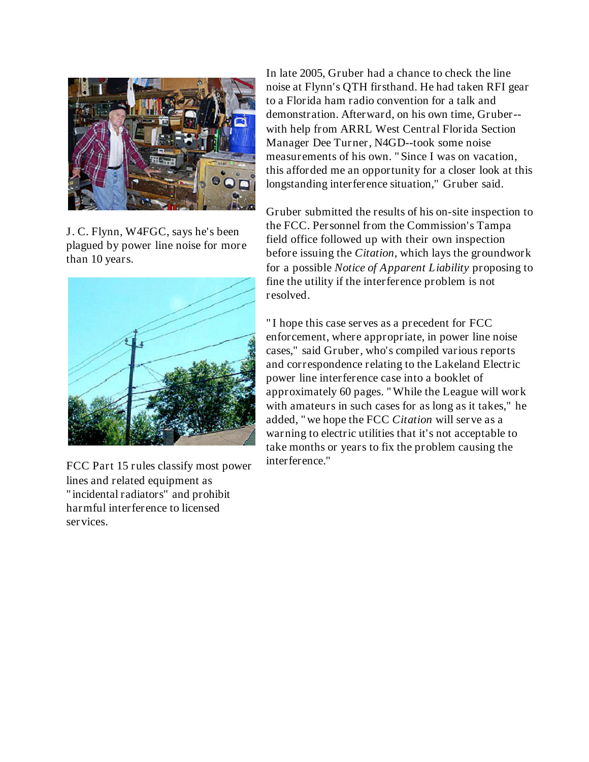J. C. Flynn, W4FGC, says he's been plagued by power line noise for more than 10 years.

FCC Part 15 rules classify most power lines and related equipment as "incidental radiators" and prohibit harmful interference to licensed services.

In late 2005, Gruber had a chance to check the line noise at Flynn's QTH firsthand. He had taken RFI gear to a Florida ham radio convention for a talk and demonstration. Afterward, on his own time, Gruber--with help from ARRL West Central Florida Section Manager Dee Turner, N4GD--took some noise measurements of his own. "Since I was on vacation, this afforded me an opportunity for a closer look at this longstanding interference situation," Gruber said.

Gruber submitted the results of his on-site inspection to the FCC. Personnel from the Commission's Tampa field office followed up with their own inspection before issuing the *Citation*, which lays the groundwork for a possible *Notice of Apparent Liability* proposing to fine the utility if the interference problem is not resolved.

"I hope this case serves as a precedent for FCC enforcement, where appropriate, in power line noise cases," said Gruber, who's compiled various reports and correspondence relating to the Lakeland Electric power line interference case into a booklet of approximately 60 pages. "While the League will work with amateurs in such cases for as long as it takes," he added, "we hope the FCC *Citation* will serve as a warning to electric utilities that it's not acceptable to take months or years to fix the problem causing the interference."